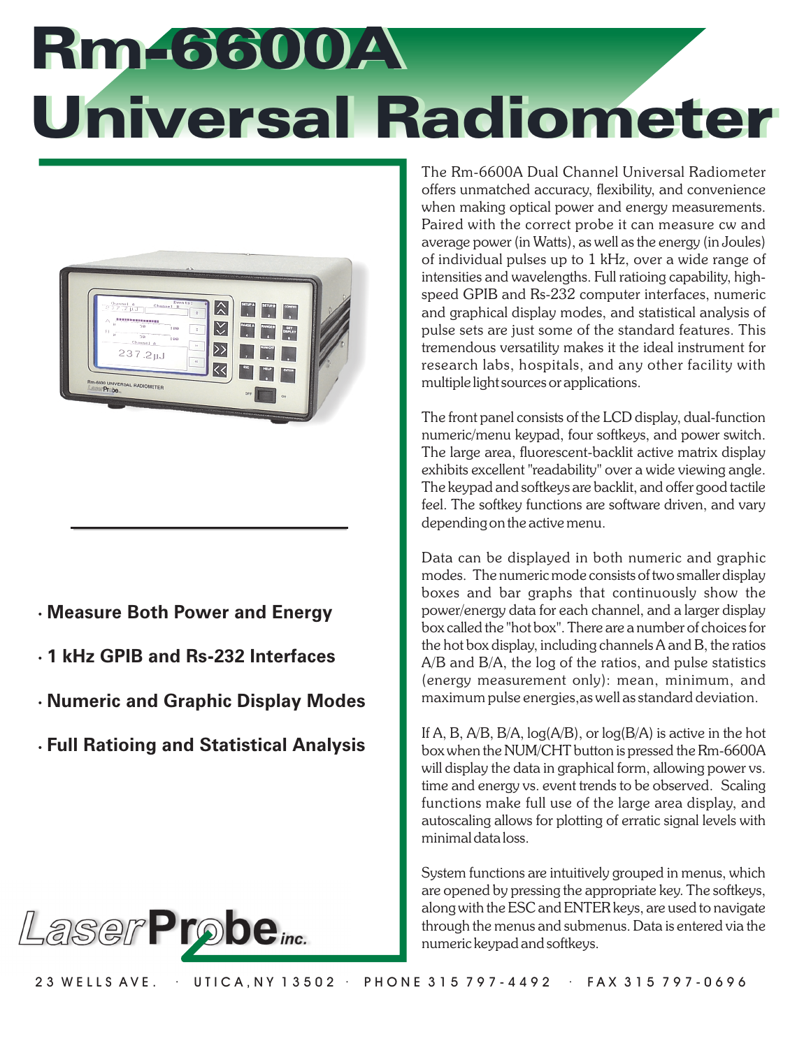# Rm-6600A Universal Radiometer

- **Measure Both Power and Energy**
- **1 kHz GPIB and Rs-232 Interfaces**
- **Numeric and Graphic Display Modes**
- **Full Ratioing and Statistical Analysis**

LaserProbe inc.

The Rm-6600A Dual Channel Universal Radiometer offers unmatched accuracy, flexibility, and convenience when making optical power and energy measurements. Paired with the correct probe it can measure cw and average power (in Watts), as well as the energy (in Joules) of individual pulses up to 1 kHz, over a wide range of intensities and wavelengths. Full ratioing capability, high-speed GPIB and Rs-232 computer interfaces, numeric and graphical display modes, and statistical analysis of pulse sets are just some of the standard features. This tremendous versatility makes it the ideal instrument for research labs, hospitals, and any other facility with multiple light sources or applications.

The front panel consists of the LCD display, dual-function numeric/menu keypad, four softkeys, and power switch. The large area, fluorescent-backlit active matrix display exhibits excellent "readability" over a wide viewing angle. The keypad and softkeys are backlit, and offer good tactile feel. The softkey functions are software driven, and vary depending on the active menu.

Data can be displayed in both numeric and graphic modes. The numeric mode consists of two smaller display boxes and bar graphs that continuously show the power/energy data for each channel, and a larger display box called the "hot box". There are a number of choices for the hot box display, including channels A and B, the ratios A/B and B/A, the log of the ratios, and pulse statistics (energy measurement only): mean, minimum, and maximum pulse energies, as well as standard deviation.

If A, B, A/B, B/A, log(A/B), or log(B/A) is active in the hot box when the NUM/CHT button is pressed the Rm-6600A will display the data in graphical form, allowing power vs. time and energy vs. event trends to be observed. Scaling functions make full use of the large area display, and autoscaling allows for plotting of erratic signal levels with minimal data loss.

System functions are intuitively grouped in menus, which are opened by pressing the appropriate key. The softkeys, along with the ESC and ENTER keys, are used to navigate through the menus and submenus. Data is entered via the numeric keypad and softkeys.

23 WELLS AVE. · UTICA, NY 13502 · PHONE 315 797-4492 · FAX 315 797-0696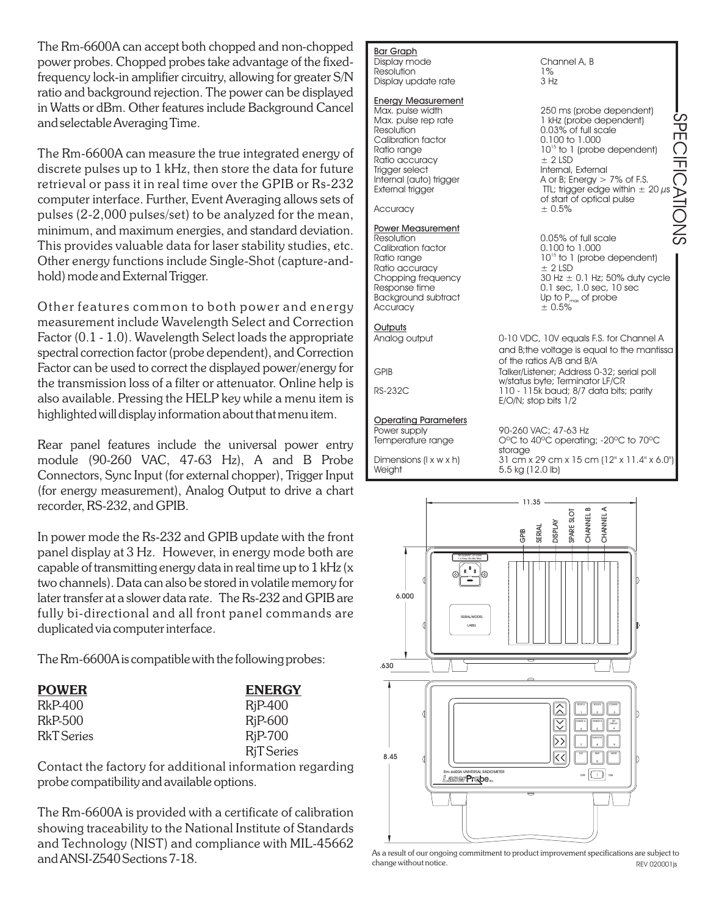The Rm-6600A can accept both chopped and non-chopped power probes. Chopped probes take advantage of the fixed-frequency lock-in amplifier circuitry, allowing for greater S/N ratio and background rejection. The power can be displayed in Watts or dBm. Other features include Background Cancel and selectable Averaging Time.

The Rm-6600A can measure the true integrated energy of discrete pulses up to 1 kHz, then store the data for future retrieval or pass it in real time over the GPIB or Rs-232 computer interface. Further, Event Averaging allows sets of pulses (2-2,000 pulses/set) to be analyzed for the mean, minimum, and maximum energies, and standard deviation. This provides valuable data for laser stability studies, etc. Other energy functions include Single-Shot (capture-and-hold) mode and External Trigger.

Other features common to both power and energy measurement include Wavelength Select and Correction Factor (0.1 - 1.0). Wavelength Select loads the appropriate spectral correction factor (probe dependent), and Correction Factor can be used to correct the displayed power/energy for the transmission loss of a filter or attenuator. Online help is also available. Pressing the HELP key while a menu item is highlighted will display information about that menu item.

Rear panel features include the universal power entry module (90-260 VAC, 47-63 Hz), A and B Probe Connectors, Sync Input (for external chopper), Trigger Input (for energy measurement), Analog Output to drive a chart recorder, RS-232, and GPIB.

In power mode the Rs-232 and GPIB update with the front panel display at 3 Hz. However, in energy mode both are capable of transmitting energy data in real time up to 1 kHz (x two channels). Data can also be stored in volatile memory for later transfer at a slower data rate. The Rs-232 and GPIB are fully bi-directional and all front panel commands are duplicated via computer interface.

The Rm-6600A is compatible with the following probes:

| **POWER** | **ENERGY** |
|---|---|
| RkP-400 | RjP-400 |
| RkP-500 | RjP-600 |
| RkT Series | RjP-700 |
| | RjT Series |

Contact the factory for additional information regarding probe compatibility and available options.

The Rm-6600A is provided with a certificate of calibration showing traceability to the National Institute of Standards and Technology (NIST) and compliance with MIL-45662 and ANSI-Z540 Sections 7-18.

## SPECIFICATIONS

**Bar Graph**

| | |
|---|---|
| Display mode | Channel A, B |
| Resolution | 1% |
| Display update rate | 3 Hz |

**Energy Measurement**

| | |
|---|---|
| Max. pulse width | 250 ms (probe dependent) |
| Max. pulse rep rate | 1 kHz (probe dependent) |
| Resolution | 0.03% of full scale |
| Calibration factor | 0.100 to 1.000 |
| Ratio range | $10^{15}$ to 1 (probe dependent) |
| Ratio accuracy | ± 2 LSD |
| Trigger select | Internal, External |
| Internal (auto) trigger | A or B; Energy > 7% of F.S. |
| External trigger | TTL; trigger edge within ± 20 $\mu$s of start of optical pulse |
| Accuracy | ± 0.5% |

**Power Measurement**

| | |
|---|---|
| Resolution | 0.05% of full scale |
| Calibration factor | 0.100 to 1.000 |
| Ratio range | $10^{15}$ to 1 (probe dependent) |
| Ratio accuracy | ± 2 LSD |
| Chopping frequency | 30 Hz ± 0.1 Hz; 50% duty cycle |
| Response time | 0.1 sec, 1.0 sec, 10 sec |
| Background subtract | Up to $P_{max}$ of probe |
| Accuracy | ± 0.5% |

**Outputs**

| | |
|---|---|
| Analog output | 0-10 VDC, 10V equals F.S. for Channel A and B;the voltage is equal to the mantissa of the ratios A/B and B/A |
| GPIB | Talker/Listener; Address 0-32; serial poll w/status byte; Terminator LF/CR |
| RS-232C | 110 - 115k baud; 8/7 data bits; parity E/O/N; stop bits 1/2 |

**Operating Parameters**

| | |
|---|---|
| Power supply | 90-260 VAC; 47-63 Hz |
| Temperature range | O°C to 40°C operating; -20°C to 70°C storage |
| Dimensions (l x w x h) | 31 cm x 29 cm x 15 cm (12" x 11.4" x 6.0") |
| Weight | 5.5 kg (12.0 lb) |

11.35

GPIB SERIAL DISPLAY SPARE SLOT CHANNEL B CHANNEL A

6.000

SERIAL/MODEL LABEL

.630

8.45

Rm-6600A UNIVERSAL RADIOMETER

LaserProbe Inc.

OFF ON

As a result of our ongoing commitment to product improvement specifications are subject to change without notice.

REV 020001js